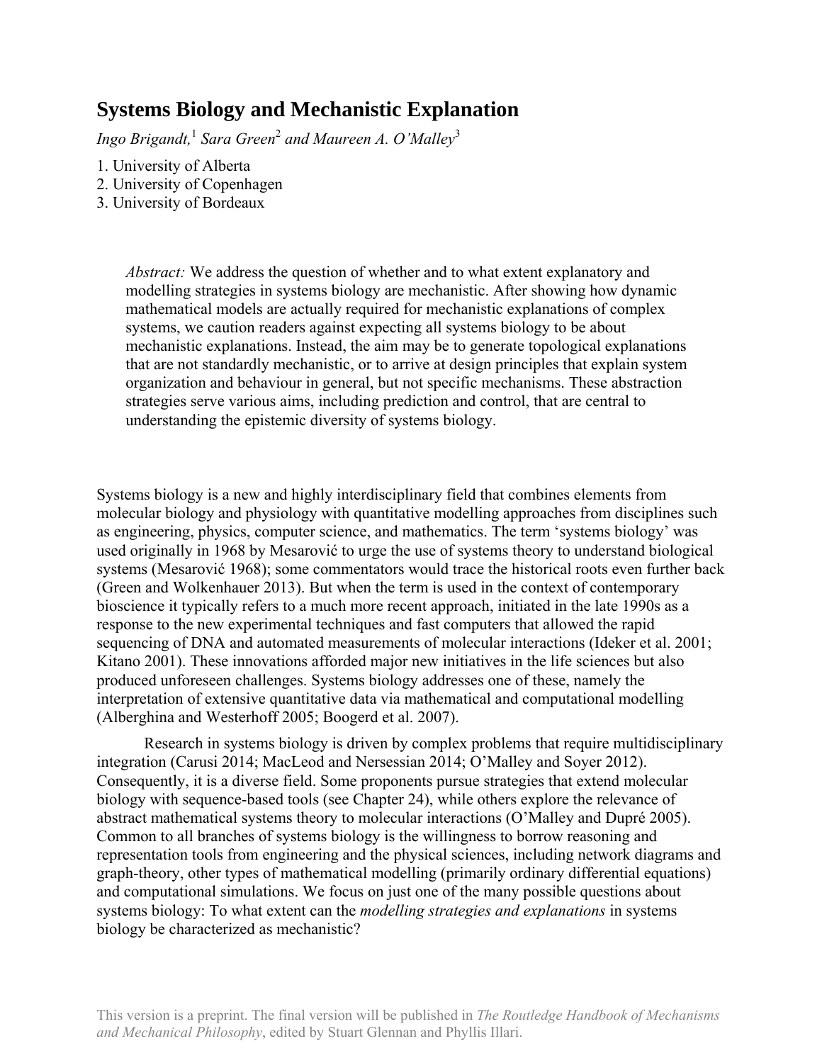# Systems Biology and Mechanistic Explanation

*Ingo Brigandt,*[1] *Sara Green*[2] *and Maureen A. O'Malley*[3]

1. University of Alberta
2. University of Copenhagen
3. University of Bordeaux

> *Abstract:* We address the question of whether and to what extent explanatory and modelling strategies in systems biology are mechanistic. After showing how dynamic mathematical models are actually required for mechanistic explanations of complex systems, we caution readers against expecting all systems biology to be about mechanistic explanations. Instead, the aim may be to generate topological explanations that are not standardly mechanistic, or to arrive at design principles that explain system organization and behaviour in general, but not specific mechanisms. These abstraction strategies serve various aims, including prediction and control, that are central to understanding the epistemic diversity of systems biology.

Systems biology is a new and highly interdisciplinary field that combines elements from molecular biology and physiology with quantitative modelling approaches from disciplines such as engineering, physics, computer science, and mathematics. The term 'systems biology' was used originally in 1968 by Mesarović to urge the use of systems theory to understand biological systems (Mesarović 1968); some commentators would trace the historical roots even further back (Green and Wolkenhauer 2013). But when the term is used in the context of contemporary bioscience it typically refers to a much more recent approach, initiated in the late 1990s as a response to the new experimental techniques and fast computers that allowed the rapid sequencing of DNA and automated measurements of molecular interactions (Ideker et al. 2001; Kitano 2001). These innovations afforded major new initiatives in the life sciences but also produced unforeseen challenges. Systems biology addresses one of these, namely the interpretation of extensive quantitative data via mathematical and computational modelling (Alberghina and Westerhoff 2005; Boogerd et al. 2007).

Research in systems biology is driven by complex problems that require multidisciplinary integration (Carusi 2014; MacLeod and Nersessian 2014; O'Malley and Soyer 2012). Consequently, it is a diverse field. Some proponents pursue strategies that extend molecular biology with sequence-based tools (see Chapter 24), while others explore the relevance of abstract mathematical systems theory to molecular interactions (O'Malley and Dupré 2005). Common to all branches of systems biology is the willingness to borrow reasoning and representation tools from engineering and the physical sciences, including network diagrams and graph-theory, other types of mathematical modelling (primarily ordinary differential equations) and computational simulations. We focus on just one of the many possible questions about systems biology: To what extent can the *modelling strategies and explanations* in systems biology be characterized as mechanistic?

This version is a preprint. The final version will be published in *The Routledge Handbook of Mechanisms and Mechanical Philosophy*, edited by Stuart Glennan and Phyllis Illari.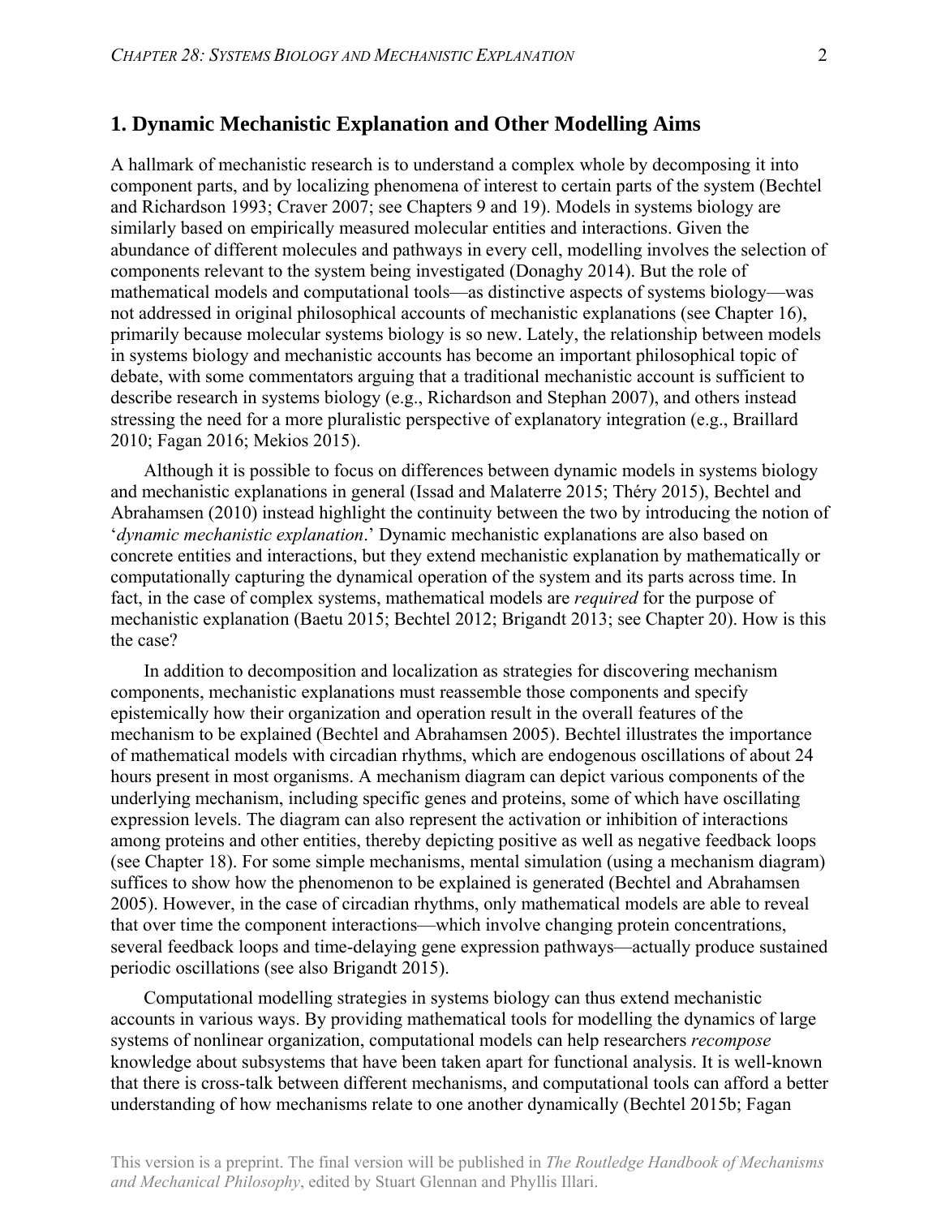## 1. Dynamic Mechanistic Explanation and Other Modelling Aims

A hallmark of mechanistic research is to understand a complex whole by decomposing it into component parts, and by localizing phenomena of interest to certain parts of the system (Bechtel and Richardson 1993; Craver 2007; see Chapters 9 and 19). Models in systems biology are similarly based on empirically measured molecular entities and interactions. Given the abundance of different molecules and pathways in every cell, modelling involves the selection of components relevant to the system being investigated (Donaghy 2014). But the role of mathematical models and computational tools—as distinctive aspects of systems biology—was not addressed in original philosophical accounts of mechanistic explanations (see Chapter 16), primarily because molecular systems biology is so new. Lately, the relationship between models in systems biology and mechanistic accounts has become an important philosophical topic of debate, with some commentators arguing that a traditional mechanistic account is sufficient to describe research in systems biology (e.g., Richardson and Stephan 2007), and others instead stressing the need for a more pluralistic perspective of explanatory integration (e.g., Braillard 2010; Fagan 2016; Mekios 2015).

Although it is possible to focus on differences between dynamic models in systems biology and mechanistic explanations in general (Issad and Malaterre 2015; Théry 2015), Bechtel and Abrahamsen (2010) instead highlight the continuity between the two by introducing the notion of '*dynamic mechanistic explanation*.' Dynamic mechanistic explanations are also based on concrete entities and interactions, but they extend mechanistic explanation by mathematically or computationally capturing the dynamical operation of the system and its parts across time. In fact, in the case of complex systems, mathematical models are *required* for the purpose of mechanistic explanation (Baetu 2015; Bechtel 2012; Brigandt 2013; see Chapter 20). How is this the case?

In addition to decomposition and localization as strategies for discovering mechanism components, mechanistic explanations must reassemble those components and specify epistemically how their organization and operation result in the overall features of the mechanism to be explained (Bechtel and Abrahamsen 2005). Bechtel illustrates the importance of mathematical models with circadian rhythms, which are endogenous oscillations of about 24 hours present in most organisms. A mechanism diagram can depict various components of the underlying mechanism, including specific genes and proteins, some of which have oscillating expression levels. The diagram can also represent the activation or inhibition of interactions among proteins and other entities, thereby depicting positive as well as negative feedback loops (see Chapter 18). For some simple mechanisms, mental simulation (using a mechanism diagram) suffices to show how the phenomenon to be explained is generated (Bechtel and Abrahamsen 2005). However, in the case of circadian rhythms, only mathematical models are able to reveal that over time the component interactions—which involve changing protein concentrations, several feedback loops and time-delaying gene expression pathways—actually produce sustained periodic oscillations (see also Brigandt 2015).

Computational modelling strategies in systems biology can thus extend mechanistic accounts in various ways. By providing mathematical tools for modelling the dynamics of large systems of nonlinear organization, computational models can help researchers *recompose* knowledge about subsystems that have been taken apart for functional analysis. It is well-known that there is cross-talk between different mechanisms, and computational tools can afford a better understanding of how mechanisms relate to one another dynamically (Bechtel 2015b; Fagan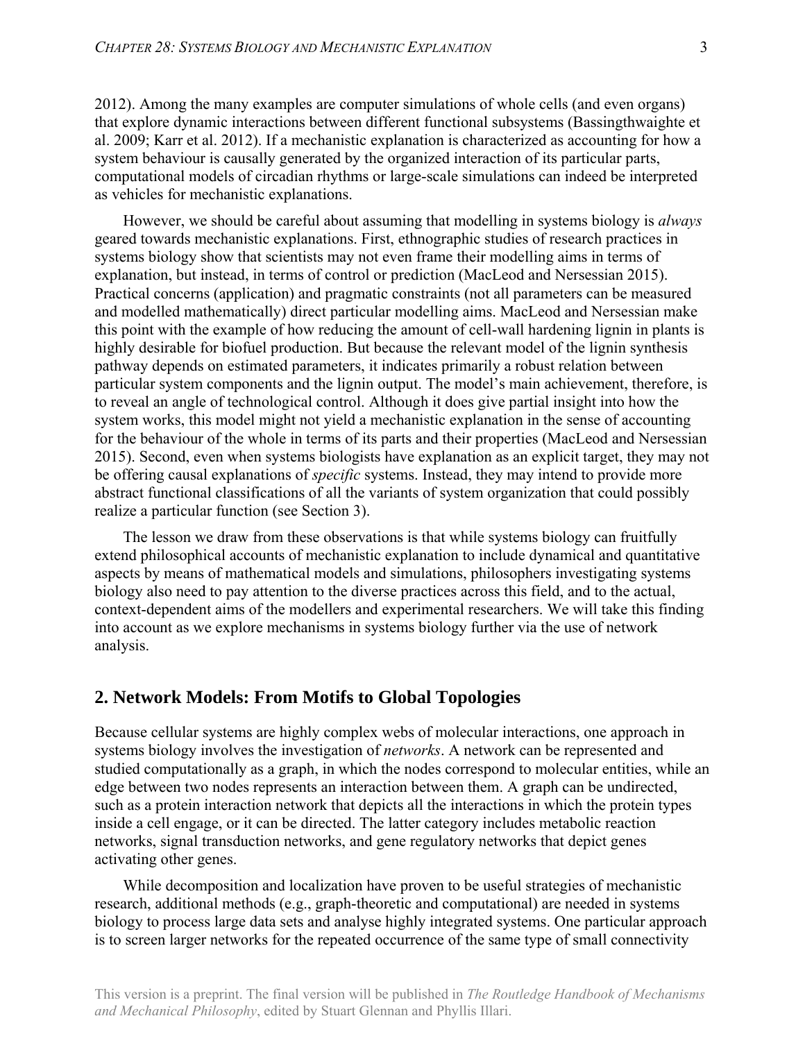2012). Among the many examples are computer simulations of whole cells (and even organs) that explore dynamic interactions between different functional subsystems (Bassingthwaighte et al. 2009; Karr et al. 2012). If a mechanistic explanation is characterized as accounting for how a system behaviour is causally generated by the organized interaction of its particular parts, computational models of circadian rhythms or large-scale simulations can indeed be interpreted as vehicles for mechanistic explanations.

However, we should be careful about assuming that modelling in systems biology is *always* geared towards mechanistic explanations. First, ethnographic studies of research practices in systems biology show that scientists may not even frame their modelling aims in terms of explanation, but instead, in terms of control or prediction (MacLeod and Nersessian 2015). Practical concerns (application) and pragmatic constraints (not all parameters can be measured and modelled mathematically) direct particular modelling aims. MacLeod and Nersessian make this point with the example of how reducing the amount of cell-wall hardening lignin in plants is highly desirable for biofuel production. But because the relevant model of the lignin synthesis pathway depends on estimated parameters, it indicates primarily a robust relation between particular system components and the lignin output. The model's main achievement, therefore, is to reveal an angle of technological control. Although it does give partial insight into how the system works, this model might not yield a mechanistic explanation in the sense of accounting for the behaviour of the whole in terms of its parts and their properties (MacLeod and Nersessian 2015). Second, even when systems biologists have explanation as an explicit target, they may not be offering causal explanations of *specific* systems. Instead, they may intend to provide more abstract functional classifications of all the variants of system organization that could possibly realize a particular function (see Section 3).

The lesson we draw from these observations is that while systems biology can fruitfully extend philosophical accounts of mechanistic explanation to include dynamical and quantitative aspects by means of mathematical models and simulations, philosophers investigating systems biology also need to pay attention to the diverse practices across this field, and to the actual, context-dependent aims of the modellers and experimental researchers. We will take this finding into account as we explore mechanisms in systems biology further via the use of network analysis.

## 2. Network Models: From Motifs to Global Topologies

Because cellular systems are highly complex webs of molecular interactions, one approach in systems biology involves the investigation of *networks*. A network can be represented and studied computationally as a graph, in which the nodes correspond to molecular entities, while an edge between two nodes represents an interaction between them. A graph can be undirected, such as a protein interaction network that depicts all the interactions in which the protein types inside a cell engage, or it can be directed. The latter category includes metabolic reaction networks, signal transduction networks, and gene regulatory networks that depict genes activating other genes.

While decomposition and localization have proven to be useful strategies of mechanistic research, additional methods (e.g., graph-theoretic and computational) are needed in systems biology to process large data sets and analyse highly integrated systems. One particular approach is to screen larger networks for the repeated occurrence of the same type of small connectivity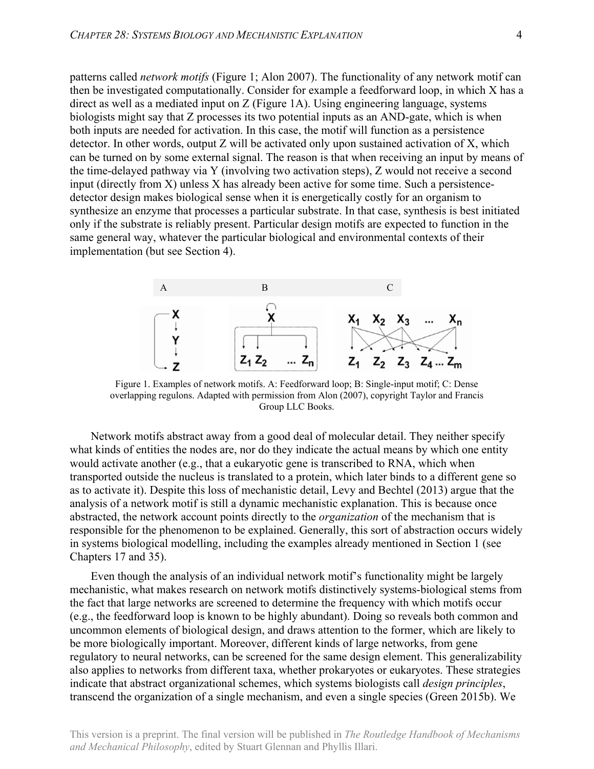patterns called *network motifs* (Figure 1; Alon 2007). The functionality of any network motif can then be investigated computationally. Consider for example a feedforward loop, in which X has a direct as well as a mediated input on Z (Figure 1A). Using engineering language, systems biologists might say that Z processes its two potential inputs as an AND-gate, which is when both inputs are needed for activation. In this case, the motif will function as a persistence detector. In other words, output Z will be activated only upon sustained activation of X, which can be turned on by some external signal. The reason is that when receiving an input by means of the time-delayed pathway via Y (involving two activation steps), Z would not receive a second input (directly from X) unless X has already been active for some time. Such a persistence-detector design makes biological sense when it is energetically costly for an organism to synthesize an enzyme that processes a particular substrate. In that case, synthesis is best initiated only if the substrate is reliably present. Particular design motifs are expected to function in the same general way, whatever the particular biological and environmental contexts of their implementation (but see Section 4).

Figure 1. Examples of network motifs. A: Feedforward loop; B: Single-input motif; C: Dense overlapping regulons. Adapted with permission from Alon (2007), copyright Taylor and Francis Group LLC Books.

Network motifs abstract away from a good deal of molecular detail. They neither specify what kinds of entities the nodes are, nor do they indicate the actual means by which one entity would activate another (e.g., that a eukaryotic gene is transcribed to RNA, which when transported outside the nucleus is translated to a protein, which later binds to a different gene so as to activate it). Despite this loss of mechanistic detail, Levy and Bechtel (2013) argue that the analysis of a network motif is still a dynamic mechanistic explanation. This is because once abstracted, the network account points directly to the *organization* of the mechanism that is responsible for the phenomenon to be explained. Generally, this sort of abstraction occurs widely in systems biological modelling, including the examples already mentioned in Section 1 (see Chapters 17 and 35).

Even though the analysis of an individual network motif's functionality might be largely mechanistic, what makes research on network motifs distinctively systems-biological stems from the fact that large networks are screened to determine the frequency with which motifs occur (e.g., the feedforward loop is known to be highly abundant). Doing so reveals both common and uncommon elements of biological design, and draws attention to the former, which are likely to be more biologically important. Moreover, different kinds of large networks, from gene regulatory to neural networks, can be screened for the same design element. This generalizability also applies to networks from different taxa, whether prokaryotes or eukaryotes. These strategies indicate that abstract organizational schemes, which systems biologists call *design principles*, transcend the organization of a single mechanism, and even a single species (Green 2015b). We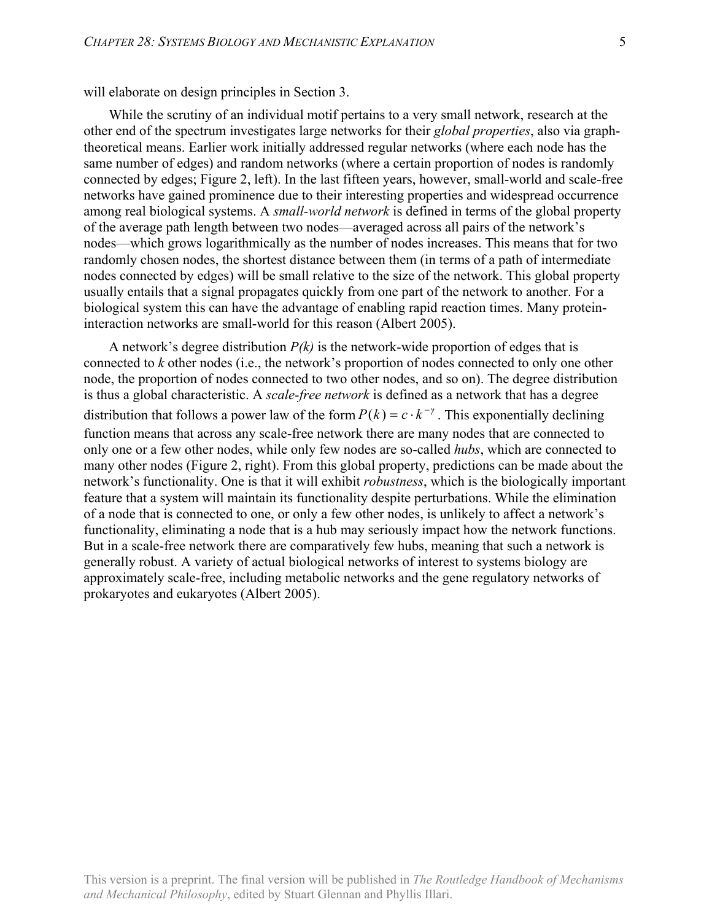will elaborate on design principles in Section 3.

While the scrutiny of an individual motif pertains to a very small network, research at the other end of the spectrum investigates large networks for their *global properties*, also via graph-theoretical means. Earlier work initially addressed regular networks (where each node has the same number of edges) and random networks (where a certain proportion of nodes is randomly connected by edges; Figure 2, left). In the last fifteen years, however, small-world and scale-free networks have gained prominence due to their interesting properties and widespread occurrence among real biological systems. A *small-world network* is defined in terms of the global property of the average path length between two nodes—averaged across all pairs of the network's nodes—which grows logarithmically as the number of nodes increases. This means that for two randomly chosen nodes, the shortest distance between them (in terms of a path of intermediate nodes connected by edges) will be small relative to the size of the network. This global property usually entails that a signal propagates quickly from one part of the network to another. For a biological system this can have the advantage of enabling rapid reaction times. Many protein-interaction networks are small-world for this reason (Albert 2005).

A network's degree distribution $P(k)$ is the network-wide proportion of edges that is connected to $k$ other nodes (i.e., the network's proportion of nodes connected to only one other node, the proportion of nodes connected to two other nodes, and so on). The degree distribution is thus a global characteristic. A *scale-free network* is defined as a network that has a degree distribution that follows a power law of the form $P(k) = c \cdot k^{-\gamma}$. This exponentially declining function means that across any scale-free network there are many nodes that are connected to only one or a few other nodes, while only few nodes are so-called *hubs*, which are connected to many other nodes (Figure 2, right). From this global property, predictions can be made about the network's functionality. One is that it will exhibit *robustness*, which is the biologically important feature that a system will maintain its functionality despite perturbations. While the elimination of a node that is connected to one, or only a few other nodes, is unlikely to affect a network's functionality, eliminating a node that is a hub may seriously impact how the network functions. But in a scale-free network there are comparatively few hubs, meaning that such a network is generally robust. A variety of actual biological networks of interest to systems biology are approximately scale-free, including metabolic networks and the gene regulatory networks of prokaryotes and eukaryotes (Albert 2005).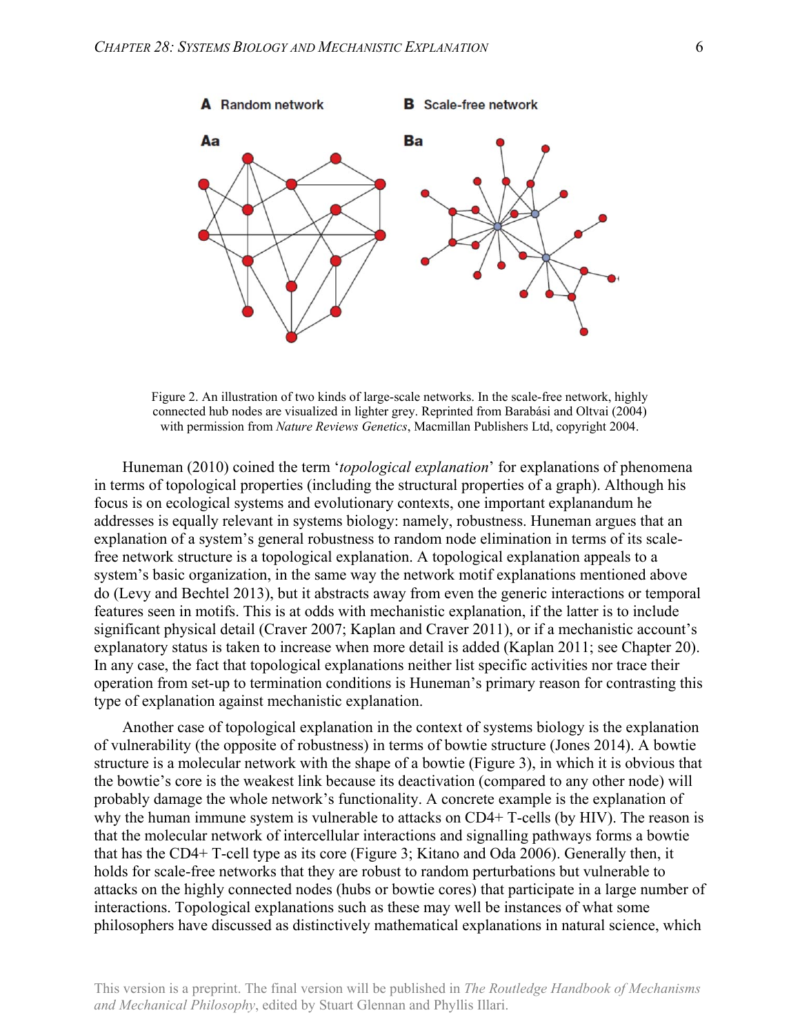A Random network

Aa

B Scale-free network

Ba

Figure 2. An illustration of two kinds of large-scale networks. In the scale-free network, highly connected hub nodes are visualized in lighter grey. Reprinted from Barabási and Oltvai (2004) with permission from *Nature Reviews Genetics*, Macmillan Publishers Ltd, copyright 2004.

Huneman (2010) coined the term '*topological explanation*' for explanations of phenomena in terms of topological properties (including the structural properties of a graph). Although his focus is on ecological systems and evolutionary contexts, one important explanandum he addresses is equally relevant in systems biology: namely, robustness. Huneman argues that an explanation of a system's general robustness to random node elimination in terms of its scale-free network structure is a topological explanation. A topological explanation appeals to a system's basic organization, in the same way the network motif explanations mentioned above do (Levy and Bechtel 2013), but it abstracts away from even the generic interactions or temporal features seen in motifs. This is at odds with mechanistic explanation, if the latter is to include significant physical detail (Craver 2007; Kaplan and Craver 2011), or if a mechanistic account's explanatory status is taken to increase when more detail is added (Kaplan 2011; see Chapter 20). In any case, the fact that topological explanations neither list specific activities nor trace their operation from set-up to termination conditions is Huneman's primary reason for contrasting this type of explanation against mechanistic explanation.

Another case of topological explanation in the context of systems biology is the explanation of vulnerability (the opposite of robustness) in terms of bowtie structure (Jones 2014). A bowtie structure is a molecular network with the shape of a bowtie (Figure 3), in which it is obvious that the bowtie's core is the weakest link because its deactivation (compared to any other node) will probably damage the whole network's functionality. A concrete example is the explanation of why the human immune system is vulnerable to attacks on CD4+ T-cells (by HIV). The reason is that the molecular network of intercellular interactions and signalling pathways forms a bowtie that has the CD4+ T-cell type as its core (Figure 3; Kitano and Oda 2006). Generally then, it holds for scale-free networks that they are robust to random perturbations but vulnerable to attacks on the highly connected nodes (hubs or bowtie cores) that participate in a large number of interactions. Topological explanations such as these may well be instances of what some philosophers have discussed as distinctively mathematical explanations in natural science, which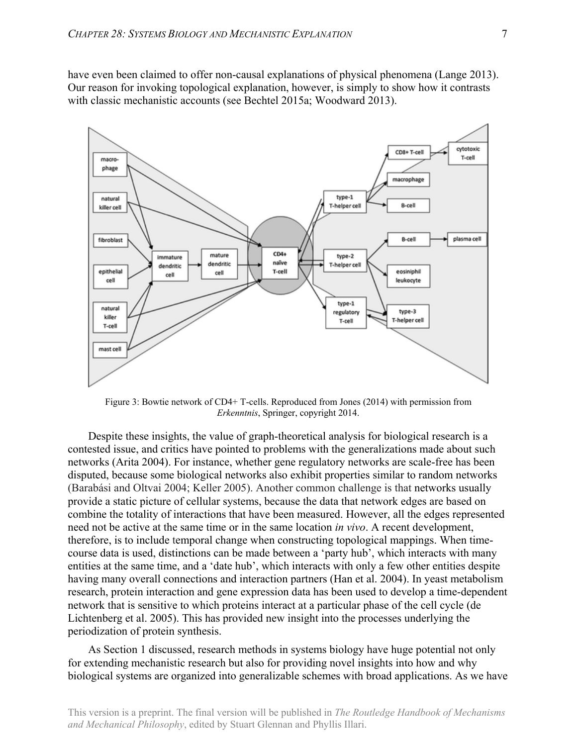have even been claimed to offer non-causal explanations of physical phenomena (Lange 2013). Our reason for invoking topological explanation, however, is simply to show how it contrasts with classic mechanistic accounts (see Bechtel 2015a; Woodward 2013).

Figure 3: Bowtie network of CD4+ T-cells. Reproduced from Jones (2014) with permission from *Erkenntnis*, Springer, copyright 2014.

Despite these insights, the value of graph-theoretical analysis for biological research is a contested issue, and critics have pointed to problems with the generalizations made about such networks (Arita 2004). For instance, whether gene regulatory networks are scale-free has been disputed, because some biological networks also exhibit properties similar to random networks (Barabási and Oltvai 2004; Keller 2005). Another common challenge is that networks usually provide a static picture of cellular systems, because the data that network edges are based on combine the totality of interactions that have been measured. However, all the edges represented need not be active at the same time or in the same location *in vivo*. A recent development, therefore, is to include temporal change when constructing topological mappings. When time-course data is used, distinctions can be made between a 'party hub', which interacts with many entities at the same time, and a 'date hub', which interacts with only a few other entities despite having many overall connections and interaction partners (Han et al. 2004). In yeast metabolism research, protein interaction and gene expression data has been used to develop a time-dependent network that is sensitive to which proteins interact at a particular phase of the cell cycle (de Lichtenberg et al. 2005). This has provided new insight into the processes underlying the periodization of protein synthesis.

As Section 1 discussed, research methods in systems biology have huge potential not only for extending mechanistic research but also for providing novel insights into how and why biological systems are organized into generalizable schemes with broad applications. As we have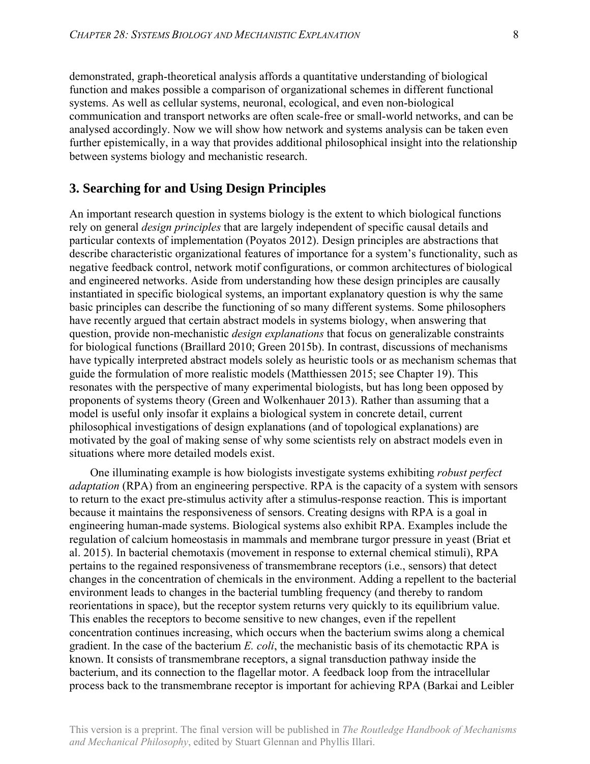demonstrated, graph-theoretical analysis affords a quantitative understanding of biological function and makes possible a comparison of organizational schemes in different functional systems. As well as cellular systems, neuronal, ecological, and even non-biological communication and transport networks are often scale-free or small-world networks, and can be analysed accordingly. Now we will show how network and systems analysis can be taken even further epistemically, in a way that provides additional philosophical insight into the relationship between systems biology and mechanistic research.

## 3. Searching for and Using Design Principles

An important research question in systems biology is the extent to which biological functions rely on general *design principles* that are largely independent of specific causal details and particular contexts of implementation (Poyatos 2012). Design principles are abstractions that describe characteristic organizational features of importance for a system's functionality, such as negative feedback control, network motif configurations, or common architectures of biological and engineered networks. Aside from understanding how these design principles are causally instantiated in specific biological systems, an important explanatory question is why the same basic principles can describe the functioning of so many different systems. Some philosophers have recently argued that certain abstract models in systems biology, when answering that question, provide non-mechanistic *design explanations* that focus on generalizable constraints for biological functions (Braillard 2010; Green 2015b). In contrast, discussions of mechanisms have typically interpreted abstract models solely as heuristic tools or as mechanism schemas that guide the formulation of more realistic models (Matthiessen 2015; see Chapter 19). This resonates with the perspective of many experimental biologists, but has long been opposed by proponents of systems theory (Green and Wolkenhauer 2013). Rather than assuming that a model is useful only insofar it explains a biological system in concrete detail, current philosophical investigations of design explanations (and of topological explanations) are motivated by the goal of making sense of why some scientists rely on abstract models even in situations where more detailed models exist.

One illuminating example is how biologists investigate systems exhibiting *robust perfect adaptation* (RPA) from an engineering perspective. RPA is the capacity of a system with sensors to return to the exact pre-stimulus activity after a stimulus-response reaction. This is important because it maintains the responsiveness of sensors. Creating designs with RPA is a goal in engineering human-made systems. Biological systems also exhibit RPA. Examples include the regulation of calcium homeostasis in mammals and membrane turgor pressure in yeast (Briat et al. 2015). In bacterial chemotaxis (movement in response to external chemical stimuli), RPA pertains to the regained responsiveness of transmembrane receptors (i.e., sensors) that detect changes in the concentration of chemicals in the environment. Adding a repellent to the bacterial environment leads to changes in the bacterial tumbling frequency (and thereby to random reorientations in space), but the receptor system returns very quickly to its equilibrium value. This enables the receptors to become sensitive to new changes, even if the repellent concentration continues increasing, which occurs when the bacterium swims along a chemical gradient. In the case of the bacterium *E. coli*, the mechanistic basis of its chemotactic RPA is known. It consists of transmembrane receptors, a signal transduction pathway inside the bacterium, and its connection to the flagellar motor. A feedback loop from the intracellular process back to the transmembrane receptor is important for achieving RPA (Barkai and Leibler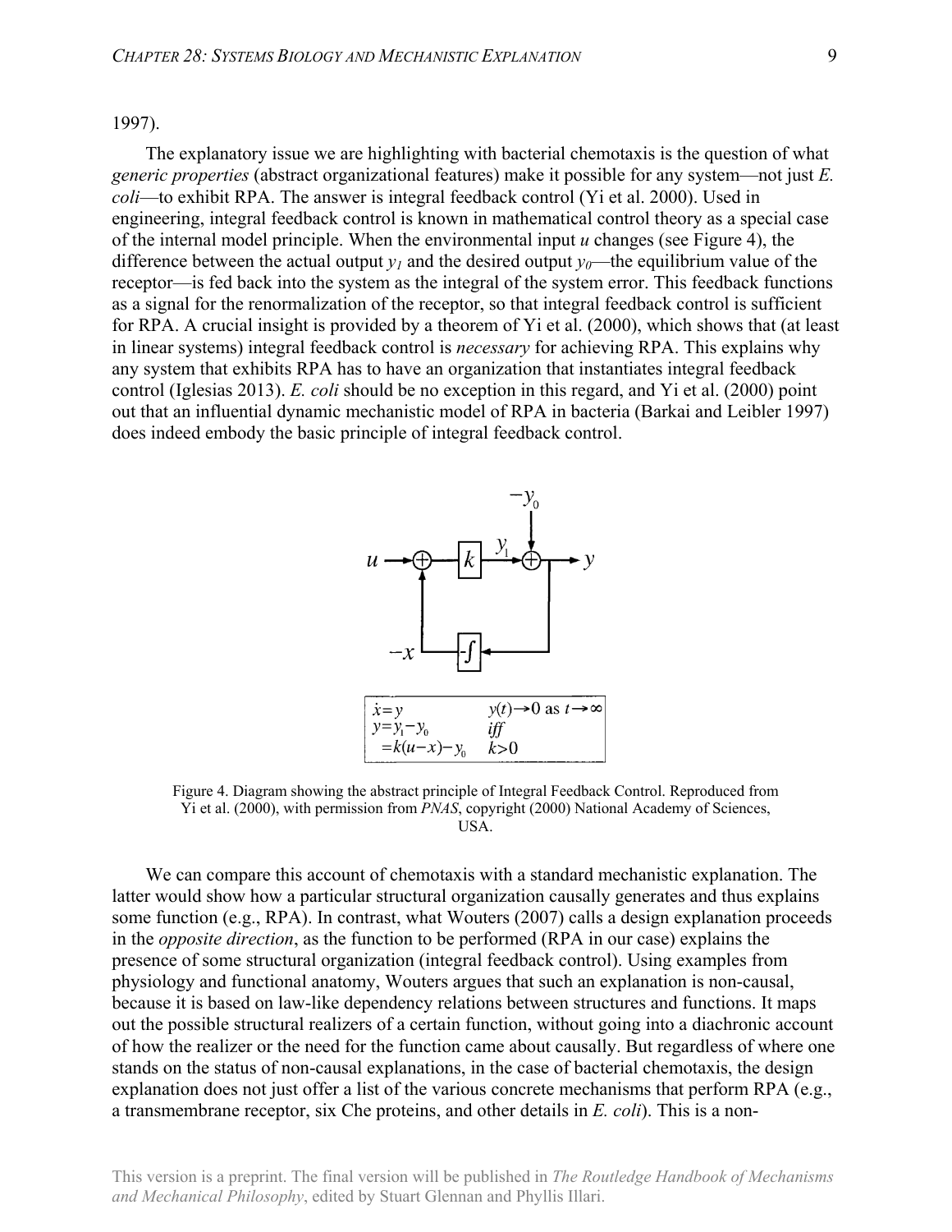1997).

The explanatory issue we are highlighting with bacterial chemotaxis is the question of what *generic properties* (abstract organizational features) make it possible for any system—not just *E. coli*—to exhibit RPA. The answer is integral feedback control (Yi et al. 2000). Used in engineering, integral feedback control is known in mathematical control theory as a special case of the internal model principle. When the environmental input $u$ changes (see Figure 4), the difference between the actual output $y_1$ and the desired output $y_0$—the equilibrium value of the receptor—is fed back into the system as the integral of the system error. This feedback functions as a signal for the renormalization of the receptor, so that integral feedback control is sufficient for RPA. A crucial insight is provided by a theorem of Yi et al. (2000), which shows that (at least in linear systems) integral feedback control is *necessary* for achieving RPA. This explains why any system that exhibits RPA has to have an organization that instantiates integral feedback control (Iglesias 2013). *E. coli* should be no exception in this regard, and Yi et al. (2000) point out that an influential dynamic mechanistic model of RPA in bacteria (Barkai and Leibler 1997) does indeed embody the basic principle of integral feedback control.

$$\dot{x} = y \qquad y(t) \to 0 \text{ as } t \to \infty$$
$$y = y_1 - y_0 \qquad \textit{iff}$$
$$= k(u - x) - y_0 \qquad k > 0$$

Figure 4. Diagram showing the abstract principle of Integral Feedback Control. Reproduced from Yi et al. (2000), with permission from *PNAS*, copyright (2000) National Academy of Sciences, USA.

We can compare this account of chemotaxis with a standard mechanistic explanation. The latter would show how a particular structural organization causally generates and thus explains some function (e.g., RPA). In contrast, what Wouters (2007) calls a design explanation proceeds in the *opposite direction*, as the function to be performed (RPA in our case) explains the presence of some structural organization (integral feedback control). Using examples from physiology and functional anatomy, Wouters argues that such an explanation is non-causal, because it is based on law-like dependency relations between structures and functions. It maps out the possible structural realizers of a certain function, without going into a diachronic account of how the realizer or the need for the function came about causally. But regardless of where one stands on the status of non-causal explanations, in the case of bacterial chemotaxis, the design explanation does not just offer a list of the various concrete mechanisms that perform RPA (e.g., a transmembrane receptor, six Che proteins, and other details in *E. coli*). This is a non-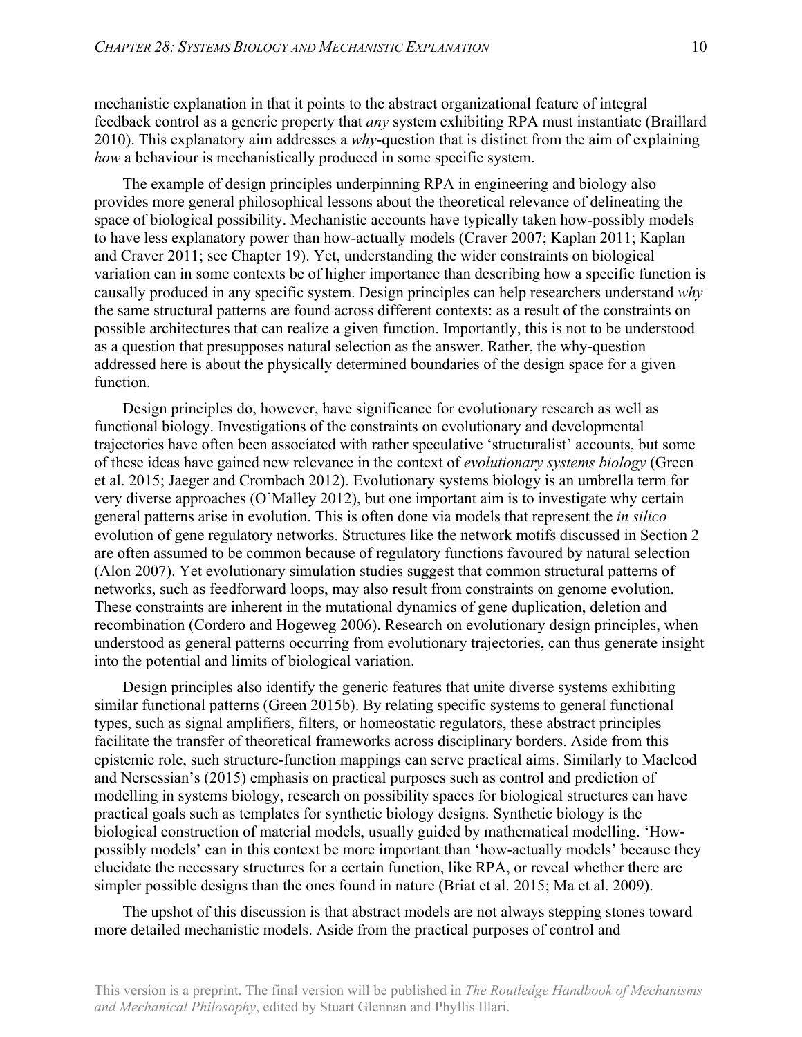mechanistic explanation in that it points to the abstract organizational feature of integral feedback control as a generic property that *any* system exhibiting RPA must instantiate (Braillard 2010). This explanatory aim addresses a *why*-question that is distinct from the aim of explaining *how* a behaviour is mechanistically produced in some specific system.

The example of design principles underpinning RPA in engineering and biology also provides more general philosophical lessons about the theoretical relevance of delineating the space of biological possibility. Mechanistic accounts have typically taken how-possibly models to have less explanatory power than how-actually models (Craver 2007; Kaplan 2011; Kaplan and Craver 2011; see Chapter 19). Yet, understanding the wider constraints on biological variation can in some contexts be of higher importance than describing how a specific function is causally produced in any specific system. Design principles can help researchers understand *why* the same structural patterns are found across different contexts: as a result of the constraints on possible architectures that can realize a given function. Importantly, this is not to be understood as a question that presupposes natural selection as the answer. Rather, the why-question addressed here is about the physically determined boundaries of the design space for a given function.

Design principles do, however, have significance for evolutionary research as well as functional biology. Investigations of the constraints on evolutionary and developmental trajectories have often been associated with rather speculative 'structuralist' accounts, but some of these ideas have gained new relevance in the context of *evolutionary systems biology* (Green et al. 2015; Jaeger and Crombach 2012). Evolutionary systems biology is an umbrella term for very diverse approaches (O'Malley 2012), but one important aim is to investigate why certain general patterns arise in evolution. This is often done via models that represent the *in silico* evolution of gene regulatory networks. Structures like the network motifs discussed in Section 2 are often assumed to be common because of regulatory functions favoured by natural selection (Alon 2007). Yet evolutionary simulation studies suggest that common structural patterns of networks, such as feedforward loops, may also result from constraints on genome evolution. These constraints are inherent in the mutational dynamics of gene duplication, deletion and recombination (Cordero and Hogeweg 2006). Research on evolutionary design principles, when understood as general patterns occurring from evolutionary trajectories, can thus generate insight into the potential and limits of biological variation.

Design principles also identify the generic features that unite diverse systems exhibiting similar functional patterns (Green 2015b). By relating specific systems to general functional types, such as signal amplifiers, filters, or homeostatic regulators, these abstract principles facilitate the transfer of theoretical frameworks across disciplinary borders. Aside from this epistemic role, such structure-function mappings can serve practical aims. Similarly to Macleod and Nersessian's (2015) emphasis on practical purposes such as control and prediction of modelling in systems biology, research on possibility spaces for biological structures can have practical goals such as templates for synthetic biology designs. Synthetic biology is the biological construction of material models, usually guided by mathematical modelling. 'How-possibly models' can in this context be more important than 'how-actually models' because they elucidate the necessary structures for a certain function, like RPA, or reveal whether there are simpler possible designs than the ones found in nature (Briat et al. 2015; Ma et al. 2009).

The upshot of this discussion is that abstract models are not always stepping stones toward more detailed mechanistic models. Aside from the practical purposes of control and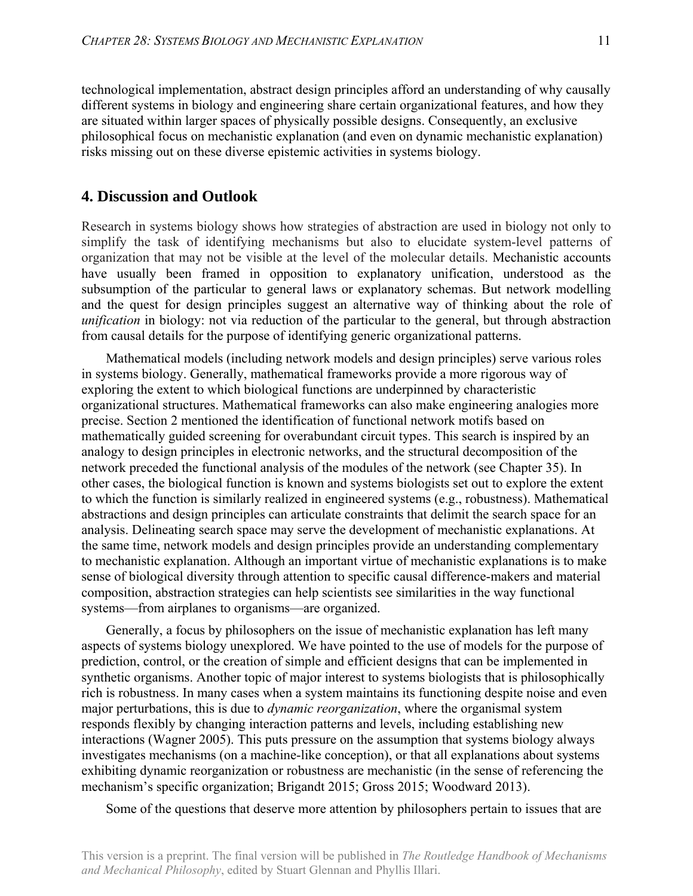technological implementation, abstract design principles afford an understanding of why causally different systems in biology and engineering share certain organizational features, and how they are situated within larger spaces of physically possible designs. Consequently, an exclusive philosophical focus on mechanistic explanation (and even on dynamic mechanistic explanation) risks missing out on these diverse epistemic activities in systems biology.

## 4. Discussion and Outlook

Research in systems biology shows how strategies of abstraction are used in biology not only to simplify the task of identifying mechanisms but also to elucidate system-level patterns of organization that may not be visible at the level of the molecular details. Mechanistic accounts have usually been framed in opposition to explanatory unification, understood as the subsumption of the particular to general laws or explanatory schemas. But network modelling and the quest for design principles suggest an alternative way of thinking about the role of *unification* in biology: not via reduction of the particular to the general, but through abstraction from causal details for the purpose of identifying generic organizational patterns.

Mathematical models (including network models and design principles) serve various roles in systems biology. Generally, mathematical frameworks provide a more rigorous way of exploring the extent to which biological functions are underpinned by characteristic organizational structures. Mathematical frameworks can also make engineering analogies more precise. Section 2 mentioned the identification of functional network motifs based on mathematically guided screening for overabundant circuit types. This search is inspired by an analogy to design principles in electronic networks, and the structural decomposition of the network preceded the functional analysis of the modules of the network (see Chapter 35). In other cases, the biological function is known and systems biologists set out to explore the extent to which the function is similarly realized in engineered systems (e.g., robustness). Mathematical abstractions and design principles can articulate constraints that delimit the search space for an analysis. Delineating search space may serve the development of mechanistic explanations. At the same time, network models and design principles provide an understanding complementary to mechanistic explanation. Although an important virtue of mechanistic explanations is to make sense of biological diversity through attention to specific causal difference-makers and material composition, abstraction strategies can help scientists see similarities in the way functional systems—from airplanes to organisms—are organized.

Generally, a focus by philosophers on the issue of mechanistic explanation has left many aspects of systems biology unexplored. We have pointed to the use of models for the purpose of prediction, control, or the creation of simple and efficient designs that can be implemented in synthetic organisms. Another topic of major interest to systems biologists that is philosophically rich is robustness. In many cases when a system maintains its functioning despite noise and even major perturbations, this is due to *dynamic reorganization*, where the organismal system responds flexibly by changing interaction patterns and levels, including establishing new interactions (Wagner 2005). This puts pressure on the assumption that systems biology always investigates mechanisms (on a machine-like conception), or that all explanations about systems exhibiting dynamic reorganization or robustness are mechanistic (in the sense of referencing the mechanism's specific organization; Brigandt 2015; Gross 2015; Woodward 2013).

Some of the questions that deserve more attention by philosophers pertain to issues that are

This version is a preprint. The final version will be published in *The Routledge Handbook of Mechanisms and Mechanical Philosophy*, edited by Stuart Glennan and Phyllis Illari.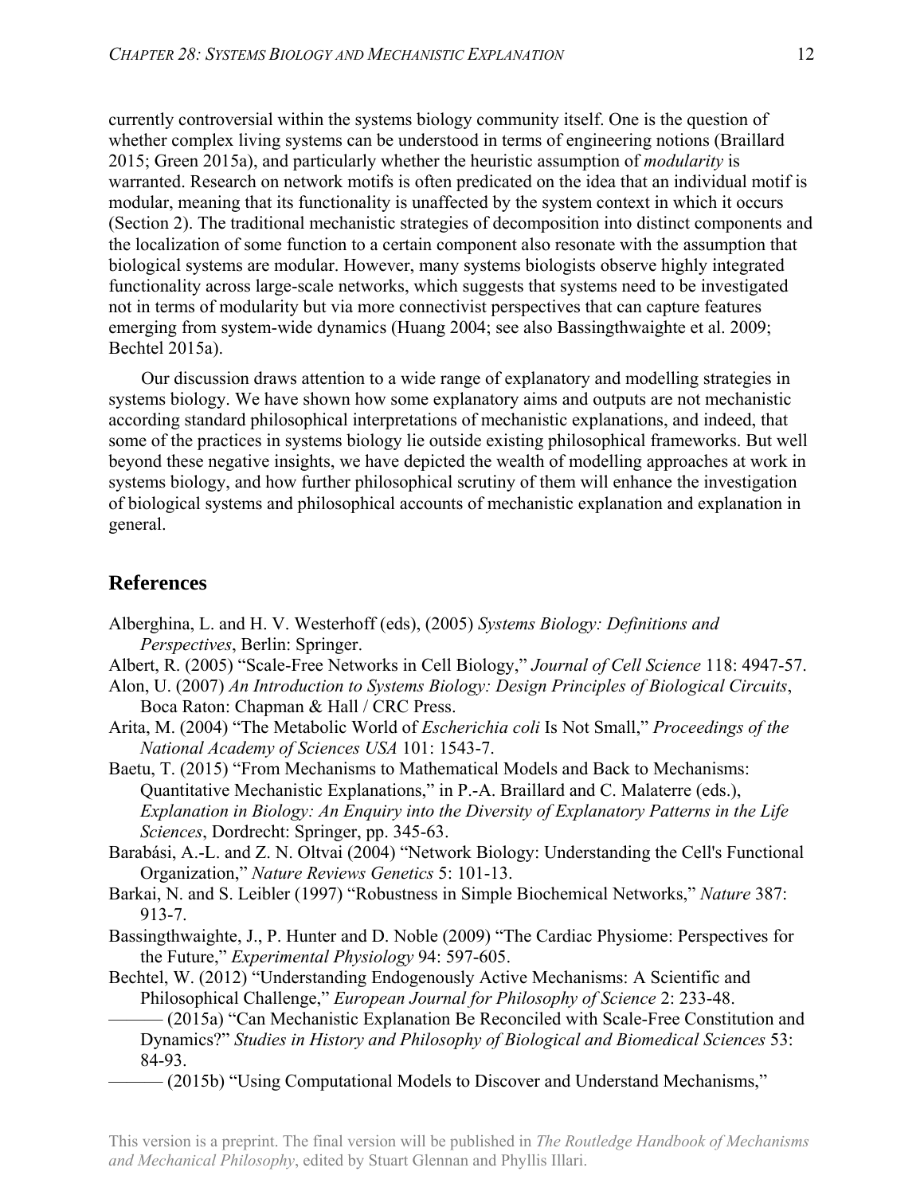currently controversial within the systems biology community itself. One is the question of whether complex living systems can be understood in terms of engineering notions (Braillard 2015; Green 2015a), and particularly whether the heuristic assumption of *modularity* is warranted. Research on network motifs is often predicated on the idea that an individual motif is modular, meaning that its functionality is unaffected by the system context in which it occurs (Section 2). The traditional mechanistic strategies of decomposition into distinct components and the localization of some function to a certain component also resonate with the assumption that biological systems are modular. However, many systems biologists observe highly integrated functionality across large-scale networks, which suggests that systems need to be investigated not in terms of modularity but via more connectivist perspectives that can capture features emerging from system-wide dynamics (Huang 2004; see also Bassingthwaighte et al. 2009; Bechtel 2015a).

Our discussion draws attention to a wide range of explanatory and modelling strategies in systems biology. We have shown how some explanatory aims and outputs are not mechanistic according standard philosophical interpretations of mechanistic explanations, and indeed, that some of the practices in systems biology lie outside existing philosophical frameworks. But well beyond these negative insights, we have depicted the wealth of modelling approaches at work in systems biology, and how further philosophical scrutiny of them will enhance the investigation of biological systems and philosophical accounts of mechanistic explanation and explanation in general.

## References

Alberghina, L. and H. V. Westerhoff (eds), (2005) *Systems Biology: Definitions and Perspectives*, Berlin: Springer.

Albert, R. (2005) "Scale-Free Networks in Cell Biology," *Journal of Cell Science* 118: 4947-57.

Alon, U. (2007) *An Introduction to Systems Biology: Design Principles of Biological Circuits*, Boca Raton: Chapman & Hall / CRC Press.

Arita, M. (2004) "The Metabolic World of *Escherichia coli* Is Not Small," *Proceedings of the National Academy of Sciences USA* 101: 1543-7.

Baetu, T. (2015) "From Mechanisms to Mathematical Models and Back to Mechanisms: Quantitative Mechanistic Explanations," in P.-A. Braillard and C. Malaterre (eds.), *Explanation in Biology: An Enquiry into the Diversity of Explanatory Patterns in the Life Sciences*, Dordrecht: Springer, pp. 345-63.

Barabási, A.-L. and Z. N. Oltvai (2004) "Network Biology: Understanding the Cell's Functional Organization," *Nature Reviews Genetics* 5: 101-13.

Barkai, N. and S. Leibler (1997) "Robustness in Simple Biochemical Networks," *Nature* 387: 913-7.

Bassingthwaighte, J., P. Hunter and D. Noble (2009) "The Cardiac Physiome: Perspectives for the Future," *Experimental Physiology* 94: 597-605.

Bechtel, W. (2012) "Understanding Endogenously Active Mechanisms: A Scientific and Philosophical Challenge," *European Journal for Philosophy of Science* 2: 233-48.

——— (2015a) "Can Mechanistic Explanation Be Reconciled with Scale-Free Constitution and Dynamics?" *Studies in History and Philosophy of Biological and Biomedical Sciences* 53: 84-93.

——— (2015b) "Using Computational Models to Discover and Understand Mechanisms,"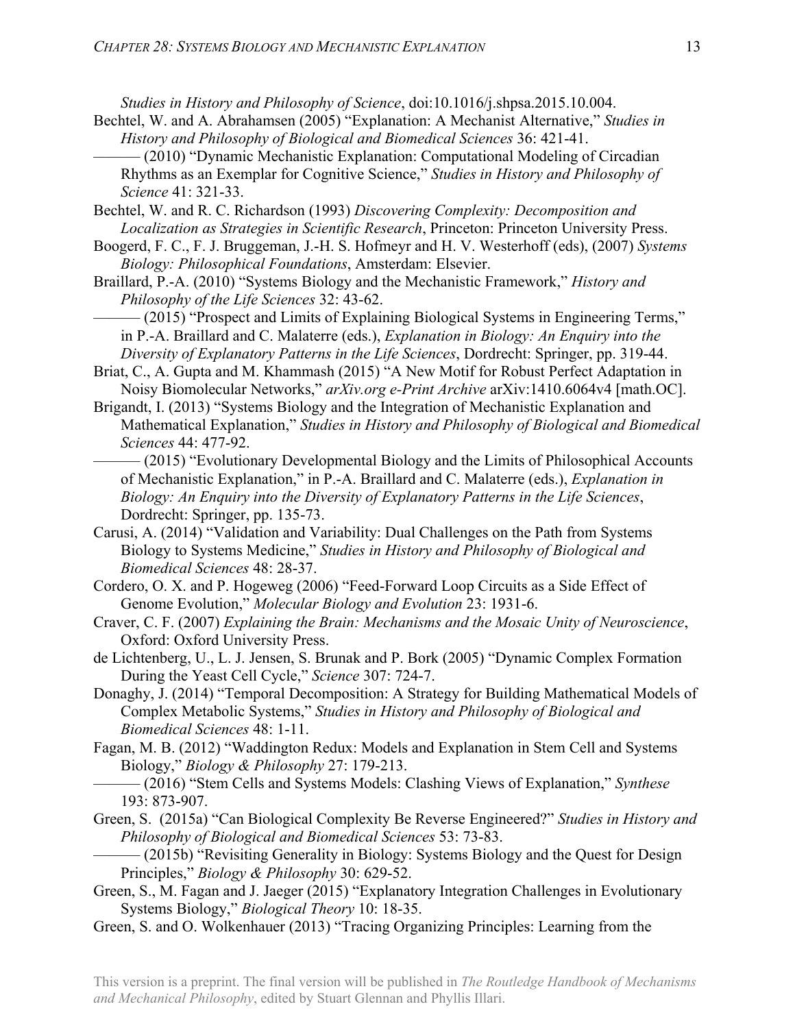*Studies in History and Philosophy of Science*, doi:10.1016/j.shpsa.2015.10.004.

Bechtel, W. and A. Abrahamsen (2005) "Explanation: A Mechanist Alternative," *Studies in History and Philosophy of Biological and Biomedical Sciences* 36: 421-41.

——— (2010) "Dynamic Mechanistic Explanation: Computational Modeling of Circadian Rhythms as an Exemplar for Cognitive Science," *Studies in History and Philosophy of Science* 41: 321-33.

Bechtel, W. and R. C. Richardson (1993) *Discovering Complexity: Decomposition and Localization as Strategies in Scientific Research*, Princeton: Princeton University Press.

Boogerd, F. C., F. J. Bruggeman, J.-H. S. Hofmeyr and H. V. Westerhoff (eds), (2007) *Systems Biology: Philosophical Foundations*, Amsterdam: Elsevier.

Braillard, P.-A. (2010) "Systems Biology and the Mechanistic Framework," *History and Philosophy of the Life Sciences* 32: 43-62.

——— (2015) "Prospect and Limits of Explaining Biological Systems in Engineering Terms," in P.-A. Braillard and C. Malaterre (eds.), *Explanation in Biology: An Enquiry into the Diversity of Explanatory Patterns in the Life Sciences*, Dordrecht: Springer, pp. 319-44.

Briat, C., A. Gupta and M. Khammash (2015) "A New Motif for Robust Perfect Adaptation in Noisy Biomolecular Networks," *arXiv.org e-Print Archive* arXiv:1410.6064v4 [math.OC].

Brigandt, I. (2013) "Systems Biology and the Integration of Mechanistic Explanation and Mathematical Explanation," *Studies in History and Philosophy of Biological and Biomedical Sciences* 44: 477-92.

——— (2015) "Evolutionary Developmental Biology and the Limits of Philosophical Accounts of Mechanistic Explanation," in P.-A. Braillard and C. Malaterre (eds.), *Explanation in Biology: An Enquiry into the Diversity of Explanatory Patterns in the Life Sciences*, Dordrecht: Springer, pp. 135-73.

Carusi, A. (2014) "Validation and Variability: Dual Challenges on the Path from Systems Biology to Systems Medicine," *Studies in History and Philosophy of Biological and Biomedical Sciences* 48: 28-37.

Cordero, O. X. and P. Hogeweg (2006) "Feed-Forward Loop Circuits as a Side Effect of Genome Evolution," *Molecular Biology and Evolution* 23: 1931-6.

Craver, C. F. (2007) *Explaining the Brain: Mechanisms and the Mosaic Unity of Neuroscience*, Oxford: Oxford University Press.

de Lichtenberg, U., L. J. Jensen, S. Brunak and P. Bork (2005) "Dynamic Complex Formation During the Yeast Cell Cycle," *Science* 307: 724-7.

Donaghy, J. (2014) "Temporal Decomposition: A Strategy for Building Mathematical Models of Complex Metabolic Systems," *Studies in History and Philosophy of Biological and Biomedical Sciences* 48: 1-11.

Fagan, M. B. (2012) "Waddington Redux: Models and Explanation in Stem Cell and Systems Biology," *Biology & Philosophy* 27: 179-213.

——— (2016) "Stem Cells and Systems Models: Clashing Views of Explanation," *Synthese* 193: 873-907.

Green, S. (2015a) "Can Biological Complexity Be Reverse Engineered?" *Studies in History and Philosophy of Biological and Biomedical Sciences* 53: 73-83.

——— (2015b) "Revisiting Generality in Biology: Systems Biology and the Quest for Design Principles," *Biology & Philosophy* 30: 629-52.

Green, S., M. Fagan and J. Jaeger (2015) "Explanatory Integration Challenges in Evolutionary Systems Biology," *Biological Theory* 10: 18-35.

Green, S. and O. Wolkenhauer (2013) "Tracing Organizing Principles: Learning from the

This version is a preprint. The final version will be published in *The Routledge Handbook of Mechanisms and Mechanical Philosophy*, edited by Stuart Glennan and Phyllis Illari.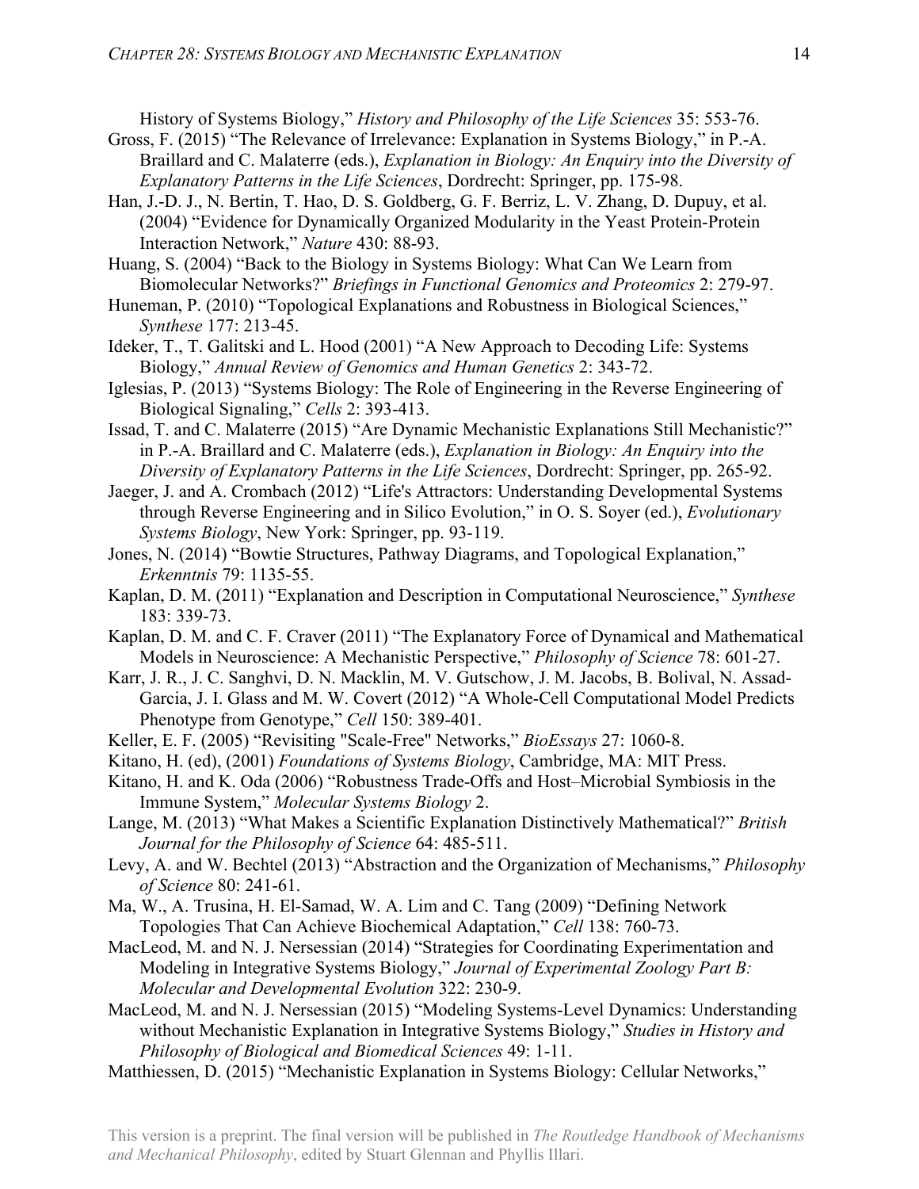History of Systems Biology," *History and Philosophy of the Life Sciences* 35: 553-76.

Gross, F. (2015) "The Relevance of Irrelevance: Explanation in Systems Biology," in P.-A. Braillard and C. Malaterre (eds.), *Explanation in Biology: An Enquiry into the Diversity of Explanatory Patterns in the Life Sciences*, Dordrecht: Springer, pp. 175-98.

Han, J.-D. J., N. Bertin, T. Hao, D. S. Goldberg, G. F. Berriz, L. V. Zhang, D. Dupuy, et al. (2004) "Evidence for Dynamically Organized Modularity in the Yeast Protein-Protein Interaction Network," *Nature* 430: 88-93.

Huang, S. (2004) "Back to the Biology in Systems Biology: What Can We Learn from Biomolecular Networks?" *Briefings in Functional Genomics and Proteomics* 2: 279-97.

Huneman, P. (2010) "Topological Explanations and Robustness in Biological Sciences," *Synthese* 177: 213-45.

Ideker, T., T. Galitski and L. Hood (2001) "A New Approach to Decoding Life: Systems Biology," *Annual Review of Genomics and Human Genetics* 2: 343-72.

Iglesias, P. (2013) "Systems Biology: The Role of Engineering in the Reverse Engineering of Biological Signaling," *Cells* 2: 393-413.

Issad, T. and C. Malaterre (2015) "Are Dynamic Mechanistic Explanations Still Mechanistic?" in P.-A. Braillard and C. Malaterre (eds.), *Explanation in Biology: An Enquiry into the Diversity of Explanatory Patterns in the Life Sciences*, Dordrecht: Springer, pp. 265-92.

Jaeger, J. and A. Crombach (2012) "Life's Attractors: Understanding Developmental Systems through Reverse Engineering and in Silico Evolution," in O. S. Soyer (ed.), *Evolutionary Systems Biology*, New York: Springer, pp. 93-119.

Jones, N. (2014) "Bowtie Structures, Pathway Diagrams, and Topological Explanation," *Erkenntnis* 79: 1135-55.

Kaplan, D. M. (2011) "Explanation and Description in Computational Neuroscience," *Synthese* 183: 339-73.

Kaplan, D. M. and C. F. Craver (2011) "The Explanatory Force of Dynamical and Mathematical Models in Neuroscience: A Mechanistic Perspective," *Philosophy of Science* 78: 601-27.

Karr, J. R., J. C. Sanghvi, D. N. Macklin, M. V. Gutschow, J. M. Jacobs, B. Bolival, N. Assad-Garcia, J. I. Glass and M. W. Covert (2012) "A Whole-Cell Computational Model Predicts Phenotype from Genotype," *Cell* 150: 389-401.

Keller, E. F. (2005) "Revisiting "Scale-Free" Networks," *BioEssays* 27: 1060-8.

Kitano, H. (ed), (2001) *Foundations of Systems Biology*, Cambridge, MA: MIT Press.

Kitano, H. and K. Oda (2006) "Robustness Trade-Offs and Host–Microbial Symbiosis in the Immune System," *Molecular Systems Biology* 2.

Lange, M. (2013) "What Makes a Scientific Explanation Distinctively Mathematical?" *British Journal for the Philosophy of Science* 64: 485-511.

Levy, A. and W. Bechtel (2013) "Abstraction and the Organization of Mechanisms," *Philosophy of Science* 80: 241-61.

Ma, W., A. Trusina, H. El-Samad, W. A. Lim and C. Tang (2009) "Defining Network Topologies That Can Achieve Biochemical Adaptation," *Cell* 138: 760-73.

MacLeod, M. and N. J. Nersessian (2014) "Strategies for Coordinating Experimentation and Modeling in Integrative Systems Biology," *Journal of Experimental Zoology Part B: Molecular and Developmental Evolution* 322: 230-9.

MacLeod, M. and N. J. Nersessian (2015) "Modeling Systems-Level Dynamics: Understanding without Mechanistic Explanation in Integrative Systems Biology," *Studies in History and Philosophy of Biological and Biomedical Sciences* 49: 1-11.

Matthiessen, D. (2015) "Mechanistic Explanation in Systems Biology: Cellular Networks,"

This version is a preprint. The final version will be published in *The Routledge Handbook of Mechanisms and Mechanical Philosophy*, edited by Stuart Glennan and Phyllis Illari.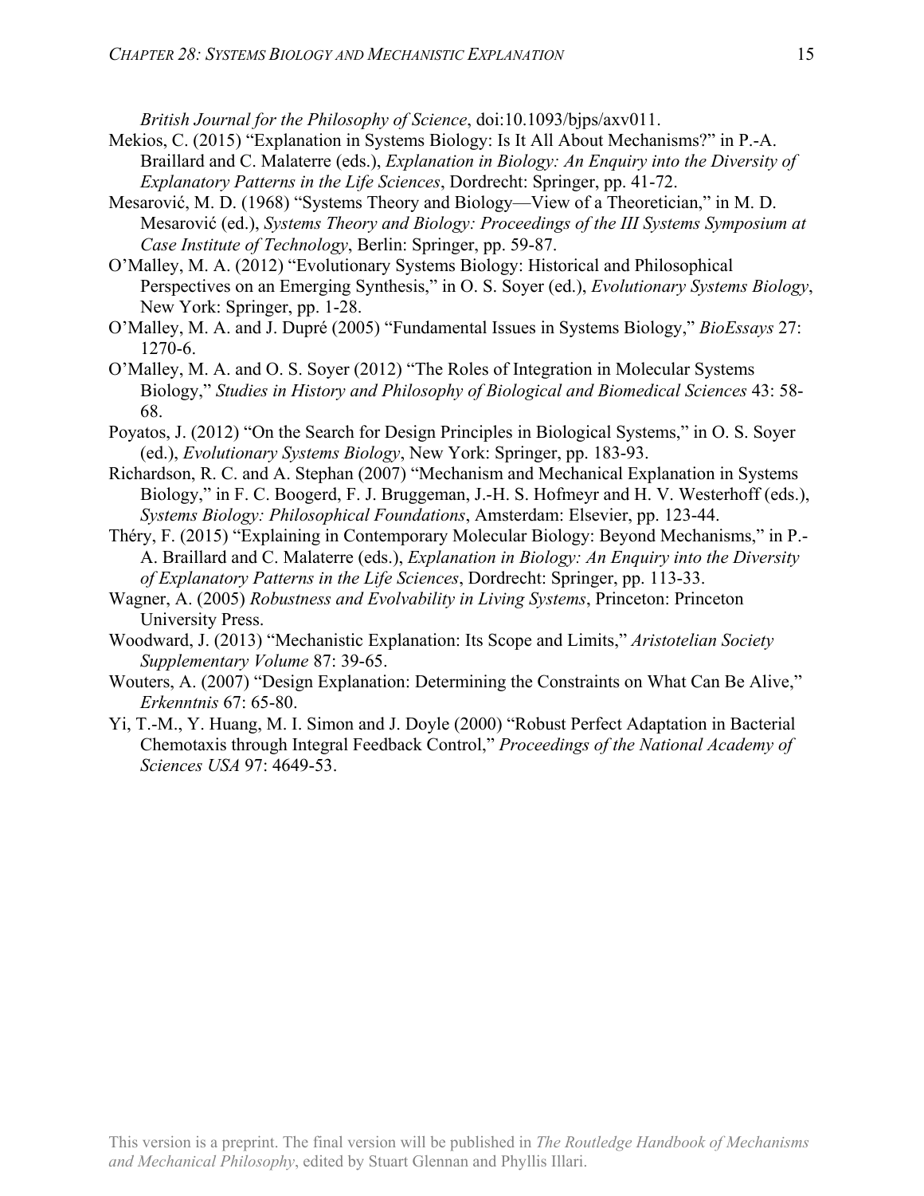*British Journal for the Philosophy of Science*, doi:10.1093/bjps/axv011.

Mekios, C. (2015) "Explanation in Systems Biology: Is It All About Mechanisms?" in P.-A. Braillard and C. Malaterre (eds.), *Explanation in Biology: An Enquiry into the Diversity of Explanatory Patterns in the Life Sciences*, Dordrecht: Springer, pp. 41-72.

Mesarović, M. D. (1968) "Systems Theory and Biology—View of a Theoretician," in M. D. Mesarović (ed.), *Systems Theory and Biology: Proceedings of the III Systems Symposium at Case Institute of Technology*, Berlin: Springer, pp. 59-87.

O'Malley, M. A. (2012) "Evolutionary Systems Biology: Historical and Philosophical Perspectives on an Emerging Synthesis," in O. S. Soyer (ed.), *Evolutionary Systems Biology*, New York: Springer, pp. 1-28.

O'Malley, M. A. and J. Dupré (2005) "Fundamental Issues in Systems Biology," *BioEssays* 27: 1270-6.

O'Malley, M. A. and O. S. Soyer (2012) "The Roles of Integration in Molecular Systems Biology," *Studies in History and Philosophy of Biological and Biomedical Sciences* 43: 58-68.

Poyatos, J. (2012) "On the Search for Design Principles in Biological Systems," in O. S. Soyer (ed.), *Evolutionary Systems Biology*, New York: Springer, pp. 183-93.

Richardson, R. C. and A. Stephan (2007) "Mechanism and Mechanical Explanation in Systems Biology," in F. C. Boogerd, F. J. Bruggeman, J.-H. S. Hofmeyr and H. V. Westerhoff (eds.), *Systems Biology: Philosophical Foundations*, Amsterdam: Elsevier, pp. 123-44.

Théry, F. (2015) "Explaining in Contemporary Molecular Biology: Beyond Mechanisms," in P.-A. Braillard and C. Malaterre (eds.), *Explanation in Biology: An Enquiry into the Diversity of Explanatory Patterns in the Life Sciences*, Dordrecht: Springer, pp. 113-33.

Wagner, A. (2005) *Robustness and Evolvability in Living Systems*, Princeton: Princeton University Press.

Woodward, J. (2013) "Mechanistic Explanation: Its Scope and Limits," *Aristotelian Society Supplementary Volume* 87: 39-65.

Wouters, A. (2007) "Design Explanation: Determining the Constraints on What Can Be Alive," *Erkenntnis* 67: 65-80.

Yi, T.-M., Y. Huang, M. I. Simon and J. Doyle (2000) "Robust Perfect Adaptation in Bacterial Chemotaxis through Integral Feedback Control," *Proceedings of the National Academy of Sciences USA* 97: 4649-53.

This version is a preprint. The final version will be published in *The Routledge Handbook of Mechanisms and Mechanical Philosophy*, edited by Stuart Glennan and Phyllis Illari.